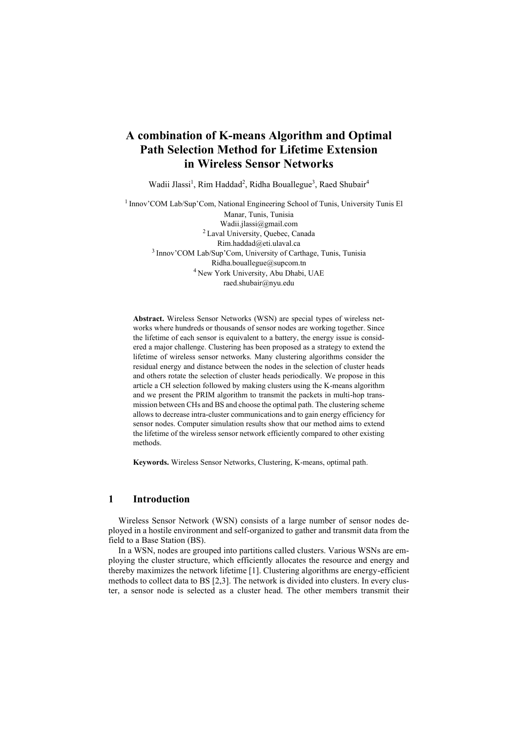# A combination of K-means Algorithm and Optimal Path Selection Method for Lifetime Extension in Wireless Sensor Networks

Wadii Jlassi[1], Rim Haddad[2], Ridha Bouallegue[3], Raed Shubair[4]

[1] Innov'COM Lab/Sup'Com, National Engineering School of Tunis, University Tunis El Manar, Tunis, Tunisia
Wadii.jlassi@gmail.com
[2] Laval University, Quebec, Canada
Rim.haddad@eti.ulaval.ca
[3] Innov'COM Lab/Sup'Com, University of Carthage, Tunis, Tunisia
Ridha.bouallegue@supcom.tn
[4] New York University, Abu Dhabi, UAE
raed.shubair@nyu.edu

**Abstract.** Wireless Sensor Networks (WSN) are special types of wireless networks where hundreds or thousands of sensor nodes are working together. Since the lifetime of each sensor is equivalent to a battery, the energy issue is considered a major challenge. Clustering has been proposed as a strategy to extend the lifetime of wireless sensor networks. Many clustering algorithms consider the residual energy and distance between the nodes in the selection of cluster heads and others rotate the selection of cluster heads periodically. We propose in this article a CH selection followed by making clusters using the K-means algorithm and we present the PRIM algorithm to transmit the packets in multi-hop transmission between CHs and BS and choose the optimal path. The clustering scheme allows to decrease intra-cluster communications and to gain energy efficiency for sensor nodes. Computer simulation results show that our method aims to extend the lifetime of the wireless sensor network efficiently compared to other existing methods.

**Keywords.** Wireless Sensor Networks, Clustering, K-means, optimal path.

## 1 Introduction

Wireless Sensor Network (WSN) consists of a large number of sensor nodes deployed in a hostile environment and self-organized to gather and transmit data from the field to a Base Station (BS).

In a WSN, nodes are grouped into partitions called clusters. Various WSNs are employing the cluster structure, which efficiently allocates the resource and energy and thereby maximizes the network lifetime [1]. Clustering algorithms are energy-efficient methods to collect data to BS [2,3]. The network is divided into clusters. In every cluster, a sensor node is selected as a cluster head. The other members transmit their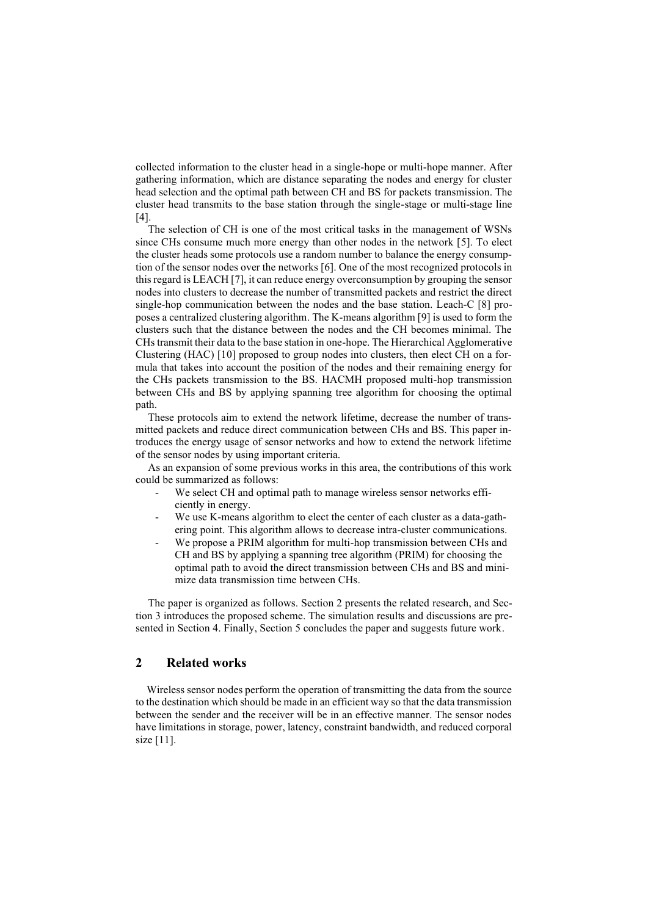collected information to the cluster head in a single-hope or multi-hope manner. After gathering information, which are distance separating the nodes and energy for cluster head selection and the optimal path between CH and BS for packets transmission. The cluster head transmits to the base station through the single-stage or multi-stage line [4].

The selection of CH is one of the most critical tasks in the management of WSNs since CHs consume much more energy than other nodes in the network [5]. To elect the cluster heads some protocols use a random number to balance the energy consumption of the sensor nodes over the networks [6]. One of the most recognized protocols in this regard is LEACH [7], it can reduce energy overconsumption by grouping the sensor nodes into clusters to decrease the number of transmitted packets and restrict the direct single-hop communication between the nodes and the base station. Leach-C [8] proposes a centralized clustering algorithm. The K-means algorithm [9] is used to form the clusters such that the distance between the nodes and the CH becomes minimal. The CHs transmit their data to the base station in one-hope. The Hierarchical Agglomerative Clustering (HAC) [10] proposed to group nodes into clusters, then elect CH on a formula that takes into account the position of the nodes and their remaining energy for the CHs packets transmission to the BS. HACMH proposed multi-hop transmission between CHs and BS by applying spanning tree algorithm for choosing the optimal path.

These protocols aim to extend the network lifetime, decrease the number of transmitted packets and reduce direct communication between CHs and BS. This paper introduces the energy usage of sensor networks and how to extend the network lifetime of the sensor nodes by using important criteria.

As an expansion of some previous works in this area, the contributions of this work could be summarized as follows:

- We select CH and optimal path to manage wireless sensor networks efficiently in energy.
- We use K-means algorithm to elect the center of each cluster as a data-gathering point. This algorithm allows to decrease intra-cluster communications.
- We propose a PRIM algorithm for multi-hop transmission between CHs and CH and BS by applying a spanning tree algorithm (PRIM) for choosing the optimal path to avoid the direct transmission between CHs and BS and minimize data transmission time between CHs.

The paper is organized as follows. Section 2 presents the related research, and Section 3 introduces the proposed scheme. The simulation results and discussions are presented in Section 4. Finally, Section 5 concludes the paper and suggests future work.

## 2 Related works

Wireless sensor nodes perform the operation of transmitting the data from the source to the destination which should be made in an efficient way so that the data transmission between the sender and the receiver will be in an effective manner. The sensor nodes have limitations in storage, power, latency, constraint bandwidth, and reduced corporal size [11].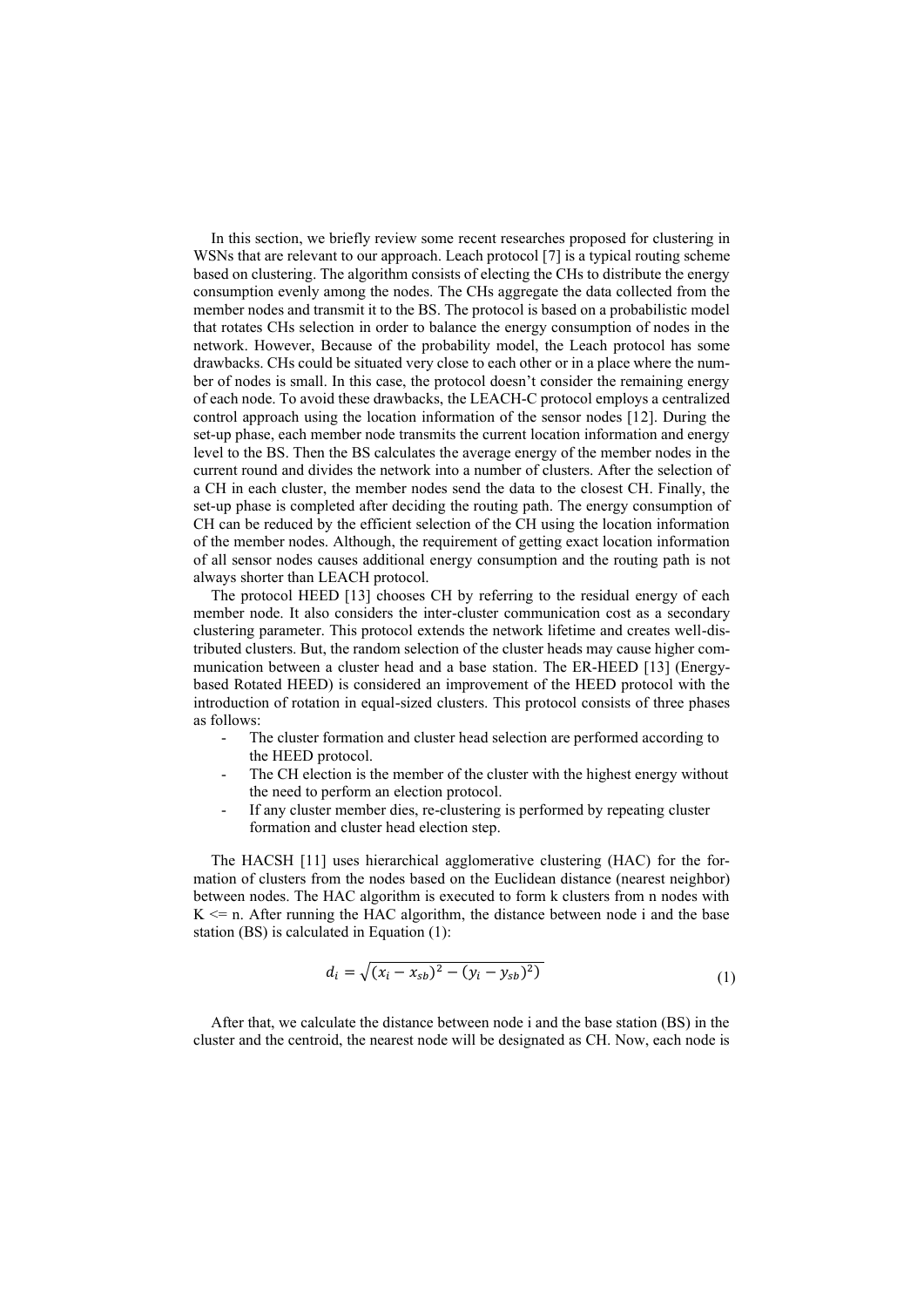In this section, we briefly review some recent researches proposed for clustering in WSNs that are relevant to our approach. Leach protocol [7] is a typical routing scheme based on clustering. The algorithm consists of electing the CHs to distribute the energy consumption evenly among the nodes. The CHs aggregate the data collected from the member nodes and transmit it to the BS. The protocol is based on a probabilistic model that rotates CHs selection in order to balance the energy consumption of nodes in the network. However, Because of the probability model, the Leach protocol has some drawbacks. CHs could be situated very close to each other or in a place where the number of nodes is small. In this case, the protocol doesn't consider the remaining energy of each node. To avoid these drawbacks, the LEACH-C protocol employs a centralized control approach using the location information of the sensor nodes [12]. During the set-up phase, each member node transmits the current location information and energy level to the BS. Then the BS calculates the average energy of the member nodes in the current round and divides the network into a number of clusters. After the selection of a CH in each cluster, the member nodes send the data to the closest CH. Finally, the set-up phase is completed after deciding the routing path. The energy consumption of CH can be reduced by the efficient selection of the CH using the location information of the member nodes. Although, the requirement of getting exact location information of all sensor nodes causes additional energy consumption and the routing path is not always shorter than LEACH protocol.

The protocol HEED [13] chooses CH by referring to the residual energy of each member node. It also considers the inter-cluster communication cost as a secondary clustering parameter. This protocol extends the network lifetime and creates well-distributed clusters. But, the random selection of the cluster heads may cause higher communication between a cluster head and a base station. The ER-HEED [13] (Energy-based Rotated HEED) is considered an improvement of the HEED protocol with the introduction of rotation in equal-sized clusters. This protocol consists of three phases as follows:

- The cluster formation and cluster head selection are performed according to the HEED protocol.
- The CH election is the member of the cluster with the highest energy without the need to perform an election protocol.
- If any cluster member dies, re-clustering is performed by repeating cluster formation and cluster head election step.

The HACSH [11] uses hierarchical agglomerative clustering (HAC) for the formation of clusters from the nodes based on the Euclidean distance (nearest neighbor) between nodes. The HAC algorithm is executed to form k clusters from n nodes with K <= n. After running the HAC algorithm, the distance between node i and the base station (BS) is calculated in Equation (1):

$$d_i = \sqrt{(x_i - x_{sb})^2 - (y_i - y_{sb})^2)} \tag{1}$$

After that, we calculate the distance between node i and the base station (BS) in the cluster and the centroid, the nearest node will be designated as CH. Now, each node is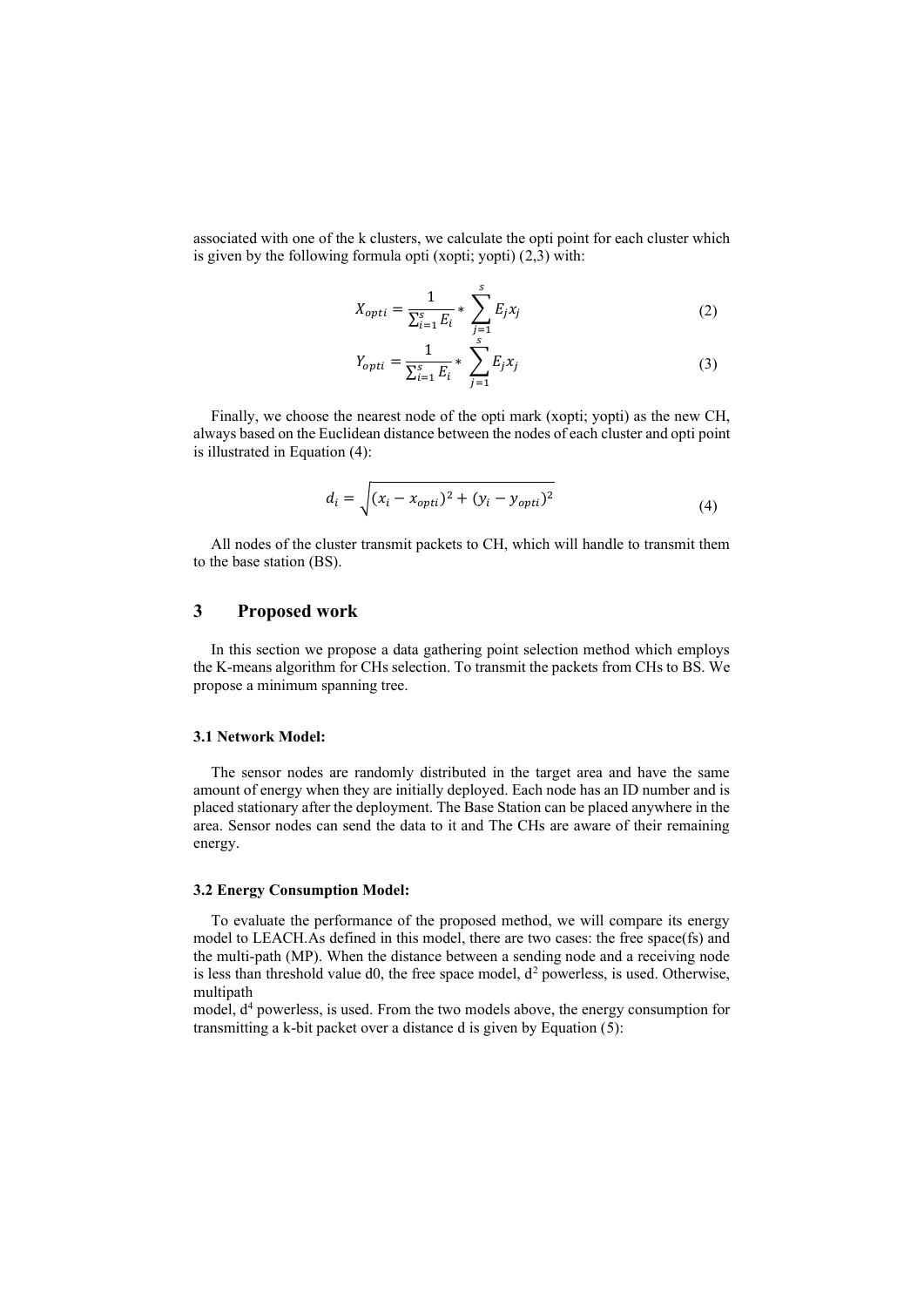associated with one of the k clusters, we calculate the opti point for each cluster which is given by the following formula opti (xopti; yopti) (2,3) with:

$$X_{opti} = \frac{1}{\sum_{i=1}^{s} E_i} * \sum_{j=1}^{s} E_j x_j \tag{2}$$

$$Y_{opti} = \frac{1}{\sum_{i=1}^{s} E_i} * \sum_{j=1}^{s} E_j x_j \tag{3}$$

Finally, we choose the nearest node of the opti mark (xopti; yopti) as the new CH, always based on the Euclidean distance between the nodes of each cluster and opti point is illustrated in Equation (4):

$$d_i = \sqrt{(x_i - x_{opti})^2 + (y_i - y_{opti})^2} \tag{4}$$

All nodes of the cluster transmit packets to CH, which will handle to transmit them to the base station (BS).

## 3 Proposed work

In this section we propose a data gathering point selection method which employs the K-means algorithm for CHs selection. To transmit the packets from CHs to BS. We propose a minimum spanning tree.

### 3.1 Network Model:

The sensor nodes are randomly distributed in the target area and have the same amount of energy when they are initially deployed. Each node has an ID number and is placed stationary after the deployment. The Base Station can be placed anywhere in the area. Sensor nodes can send the data to it and The CHs are aware of their remaining energy.

### 3.2 Energy Consumption Model:

To evaluate the performance of the proposed method, we will compare its energy model to LEACH.As defined in this model, there are two cases: the free space(fs) and the multi-path (MP). When the distance between a sending node and a receiving node is less than threshold value d0, the free space model, $d^2$ powerless, is used. Otherwise, multipath model, $d^4$ powerless, is used. From the two models above, the energy consumption for transmitting a k-bit packet over a distance d is given by Equation (5):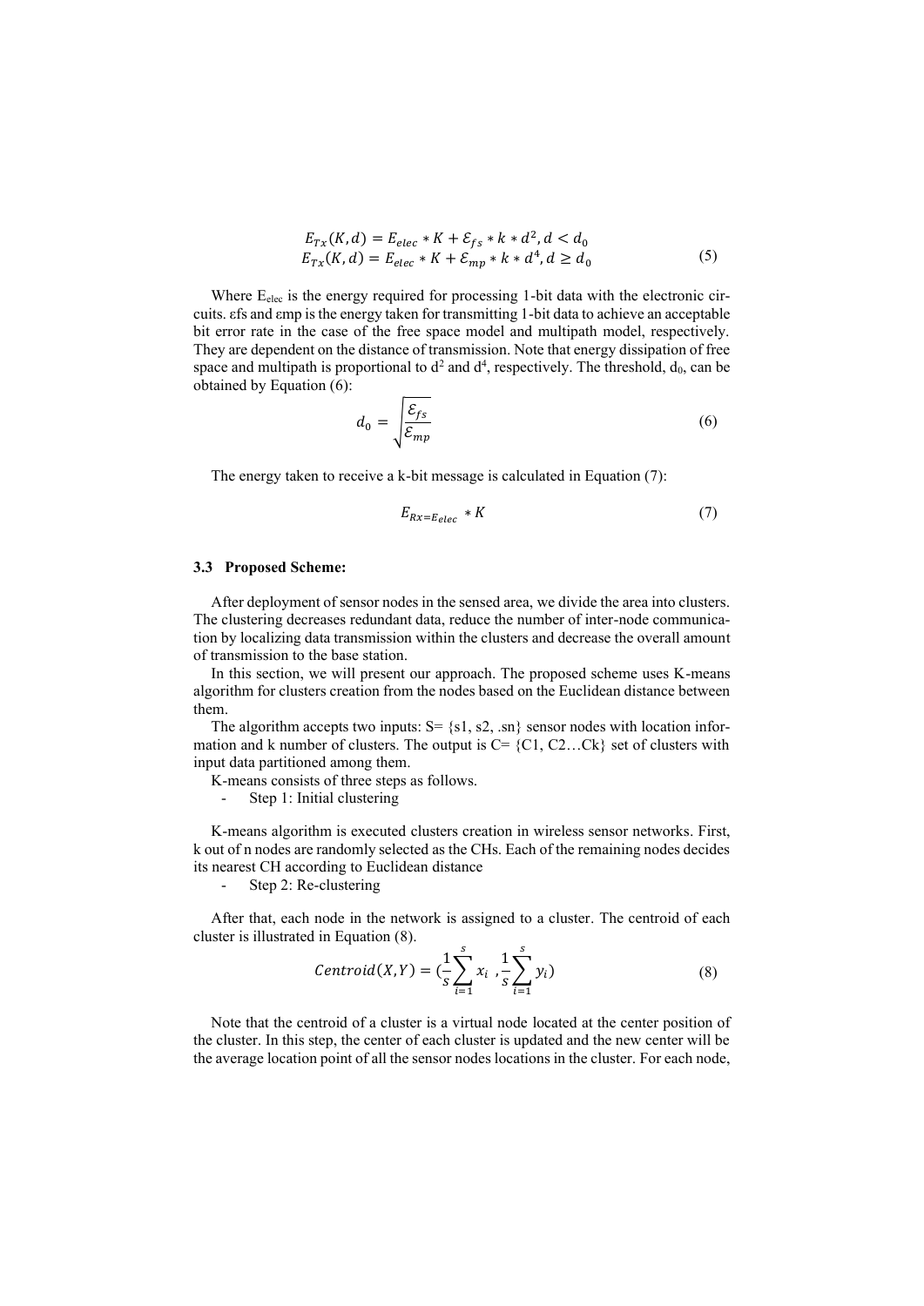$$E_{Tx}(K,d) = E_{elec} * K + \mathcal{E}_{fs} * k * d^2, d < d_0$$
$$E_{Tx}(K,d) = E_{elec} * K + \mathcal{E}_{mp} * k * d^4, d \geq d_0 \tag{5}$$

Where $E_{elec}$ is the energy required for processing 1-bit data with the electronic circuits. εfs and εmp is the energy taken for transmitting 1-bit data to achieve an acceptable bit error rate in the case of the free space model and multipath model, respectively. They are dependent on the distance of transmission. Note that energy dissipation of free space and multipath is proportional to $d^2$ and $d^4$, respectively. The threshold, $d_0$, can be obtained by Equation (6):

$$d_0 = \sqrt{\frac{\mathcal{E}_{fs}}{\mathcal{E}_{mp}}} \tag{6}$$

The energy taken to receive a k-bit message is calculated in Equation (7):

$$E_{Rx=E_{elec}} * K \tag{7}$$

### 3.3 Proposed Scheme:

After deployment of sensor nodes in the sensed area, we divide the area into clusters. The clustering decreases redundant data, reduce the number of inter-node communication by localizing data transmission within the clusters and decrease the overall amount of transmission to the base station.

In this section, we will present our approach. The proposed scheme uses K-means algorithm for clusters creation from the nodes based on the Euclidean distance between them.

The algorithm accepts two inputs: S= {s1, s2, .sn} sensor nodes with location information and k number of clusters. The output is C= {C1, C2…Ck} set of clusters with input data partitioned among them.

K-means consists of three steps as follows.

- Step 1: Initial clustering

K-means algorithm is executed clusters creation in wireless sensor networks. First, k out of n nodes are randomly selected as the CHs. Each of the remaining nodes decides its nearest CH according to Euclidean distance

- Step 2: Re-clustering

After that, each node in the network is assigned to a cluster. The centroid of each cluster is illustrated in Equation (8).

$$Centroid(X,Y) = (\frac{1}{s}\sum_{i=1}^{s} x_i \ , \frac{1}{s}\sum_{i=1}^{s} y_i) \tag{8}$$

Note that the centroid of a cluster is a virtual node located at the center position of the cluster. In this step, the center of each cluster is updated and the new center will be the average location point of all the sensor nodes locations in the cluster. For each node,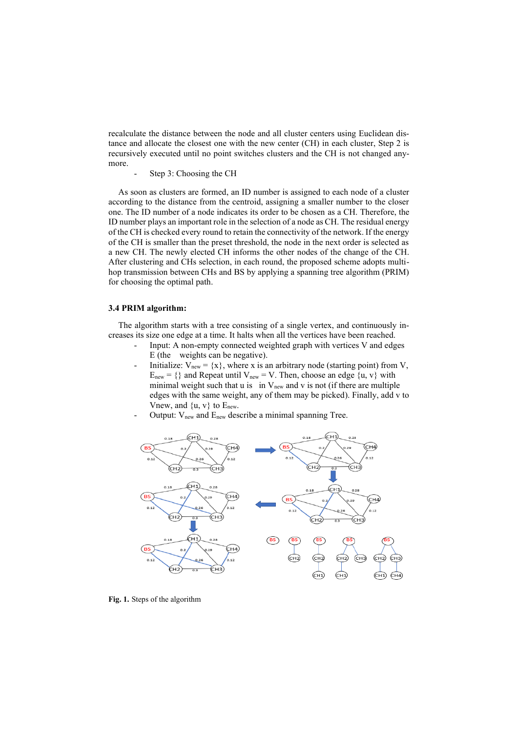recalculate the distance between the node and all cluster centers using Euclidean distance and allocate the closest one with the new center (CH) in each cluster, Step 2 is recursively executed until no point switches clusters and the CH is not changed anymore.

- Step 3: Choosing the CH

As soon as clusters are formed, an ID number is assigned to each node of a cluster according to the distance from the centroid, assigning a smaller number to the closer one. The ID number of a node indicates its order to be chosen as a CH. Therefore, the ID number plays an important role in the selection of a node as CH. The residual energy of the CH is checked every round to retain the connectivity of the network. If the energy of the CH is smaller than the preset threshold, the node in the next order is selected as a new CH. The newly elected CH informs the other nodes of the change of the CH. After clustering and CHs selection, in each round, the proposed scheme adopts multi-hop transmission between CHs and BS by applying a spanning tree algorithm (PRIM) for choosing the optimal path.

### 3.4 PRIM algorithm:

The algorithm starts with a tree consisting of a single vertex, and continuously increases its size one edge at a time. It halts when all the vertices have been reached.

- Input: A non-empty connected weighted graph with vertices V and edges E (the weights can be negative).
- Initialize: $V_{new} = \{x\}$, where x is an arbitrary node (starting point) from V, $E_{new} = \{\}$ and Repeat until $V_{new} = V$. Then, choose an edge {u, v} with minimal weight such that u is in $V_{new}$ and v is not (if there are multiple edges with the same weight, any of them may be picked). Finally, add v to Vnew, and {u, v} to $E_{new}$.
- Output: $V_{new}$ and $E_{new}$ describe a minimal spanning Tree.

**Fig. 1.** Steps of the algorithm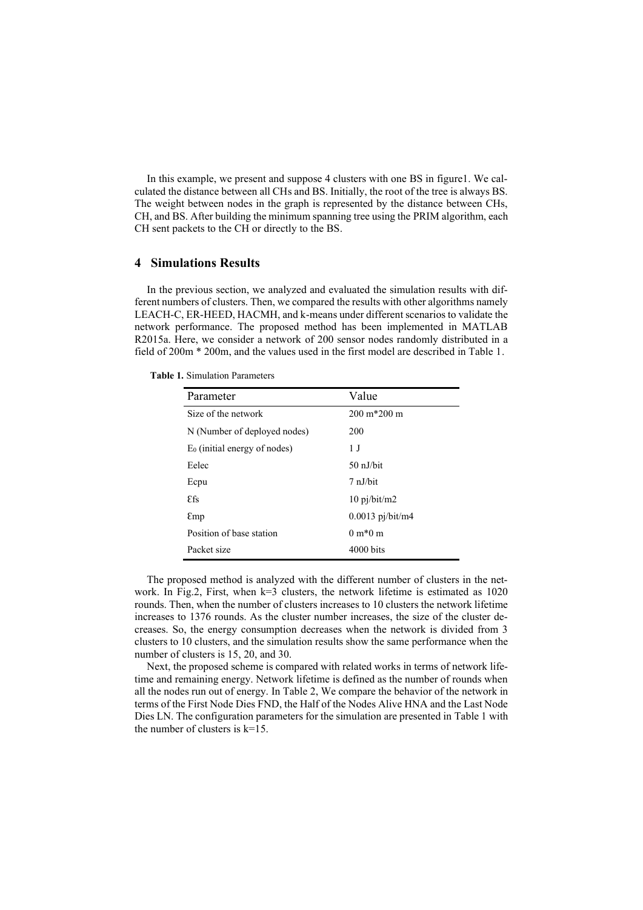In this example, we present and suppose 4 clusters with one BS in figure1. We calculated the distance between all CHs and BS. Initially, the root of the tree is always BS. The weight between nodes in the graph is represented by the distance between CHs, CH, and BS. After building the minimum spanning tree using the PRIM algorithm, each CH sent packets to the CH or directly to the BS.

## 4 Simulations Results

In the previous section, we analyzed and evaluated the simulation results with different numbers of clusters. Then, we compared the results with other algorithms namely LEACH-C, ER-HEED, HACMH, and k-means under different scenarios to validate the network performance. The proposed method has been implemented in MATLAB R2015a. Here, we consider a network of 200 sensor nodes randomly distributed in a field of 200m * 200m, and the values used in the first model are described in Table 1.

**Table 1.** Simulation Parameters

| Parameter | Value |
|---|---|
| Size of the network | 200 m*200 m |
| N (Number of deployed nodes) | 200 |
| $E_0$ (initial energy of nodes) | 1 J |
| Eelec | 50 nJ/bit |
| Ecpu | 7 nJ/bit |
| Ɛfs | 10 pj/bit/m2 |
| Ɛmp | 0.0013 pj/bit/m4 |
| Position of base station | 0 m*0 m |
| Packet size | 4000 bits |

The proposed method is analyzed with the different number of clusters in the network. In Fig.2, First, when k=3 clusters, the network lifetime is estimated as 1020 rounds. Then, when the number of clusters increases to 10 clusters the network lifetime increases to 1376 rounds. As the cluster number increases, the size of the cluster decreases. So, the energy consumption decreases when the network is divided from 3 clusters to 10 clusters, and the simulation results show the same performance when the number of clusters is 15, 20, and 30.

Next, the proposed scheme is compared with related works in terms of network lifetime and remaining energy. Network lifetime is defined as the number of rounds when all the nodes run out of energy. In Table 2, We compare the behavior of the network in terms of the First Node Dies FND, the Half of the Nodes Alive HNA and the Last Node Dies LN. The configuration parameters for the simulation are presented in Table 1 with the number of clusters is k=15.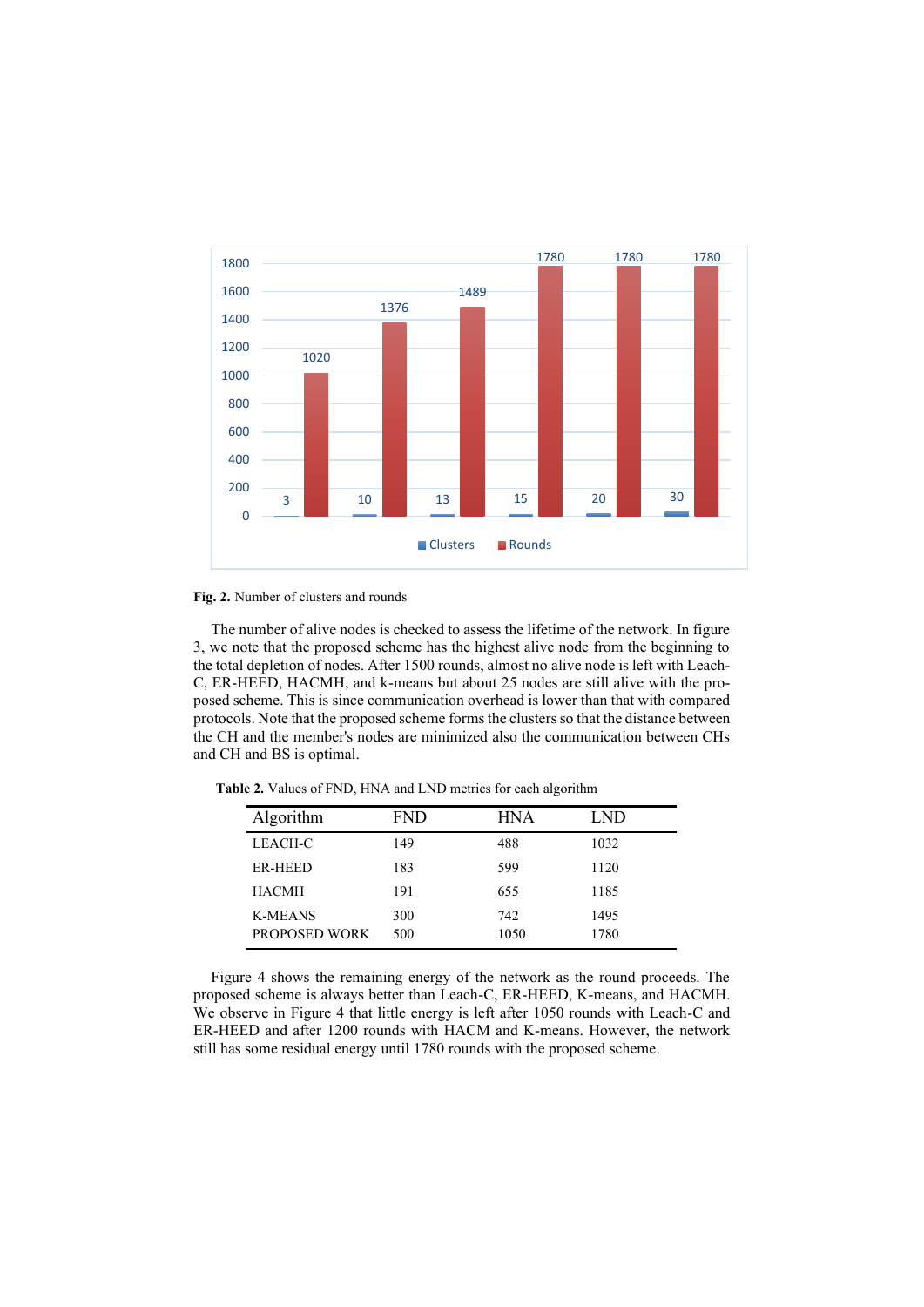**Fig. 2.** Number of clusters and rounds

The number of alive nodes is checked to assess the lifetime of the network. In figure 3, we note that the proposed scheme has the highest alive node from the beginning to the total depletion of nodes. After 1500 rounds, almost no alive node is left with Leach-C, ER-HEED, HACMH, and k-means but about 25 nodes are still alive with the proposed scheme. This is since communication overhead is lower than that with compared protocols. Note that the proposed scheme forms the clusters so that the distance between the CH and the member's nodes are minimized also the communication between CHs and CH and BS is optimal.

**Table 2.** Values of FND, HNA and LND metrics for each algorithm

| Algorithm | FND | HNA | LND |
|---|---|---|---|
| LEACH-C | 149 | 488 | 1032 |
| ER-HEED | 183 | 599 | 1120 |
| HACMH | 191 | 655 | 1185 |
| K-MEANS | 300 | 742 | 1495 |
| PROPOSED WORK | 500 | 1050 | 1780 |

Figure 4 shows the remaining energy of the network as the round proceeds. The proposed scheme is always better than Leach-C, ER-HEED, K-means, and HACMH. We observe in Figure 4 that little energy is left after 1050 rounds with Leach-C and ER-HEED and after 1200 rounds with HACM and K-means. However, the network still has some residual energy until 1780 rounds with the proposed scheme.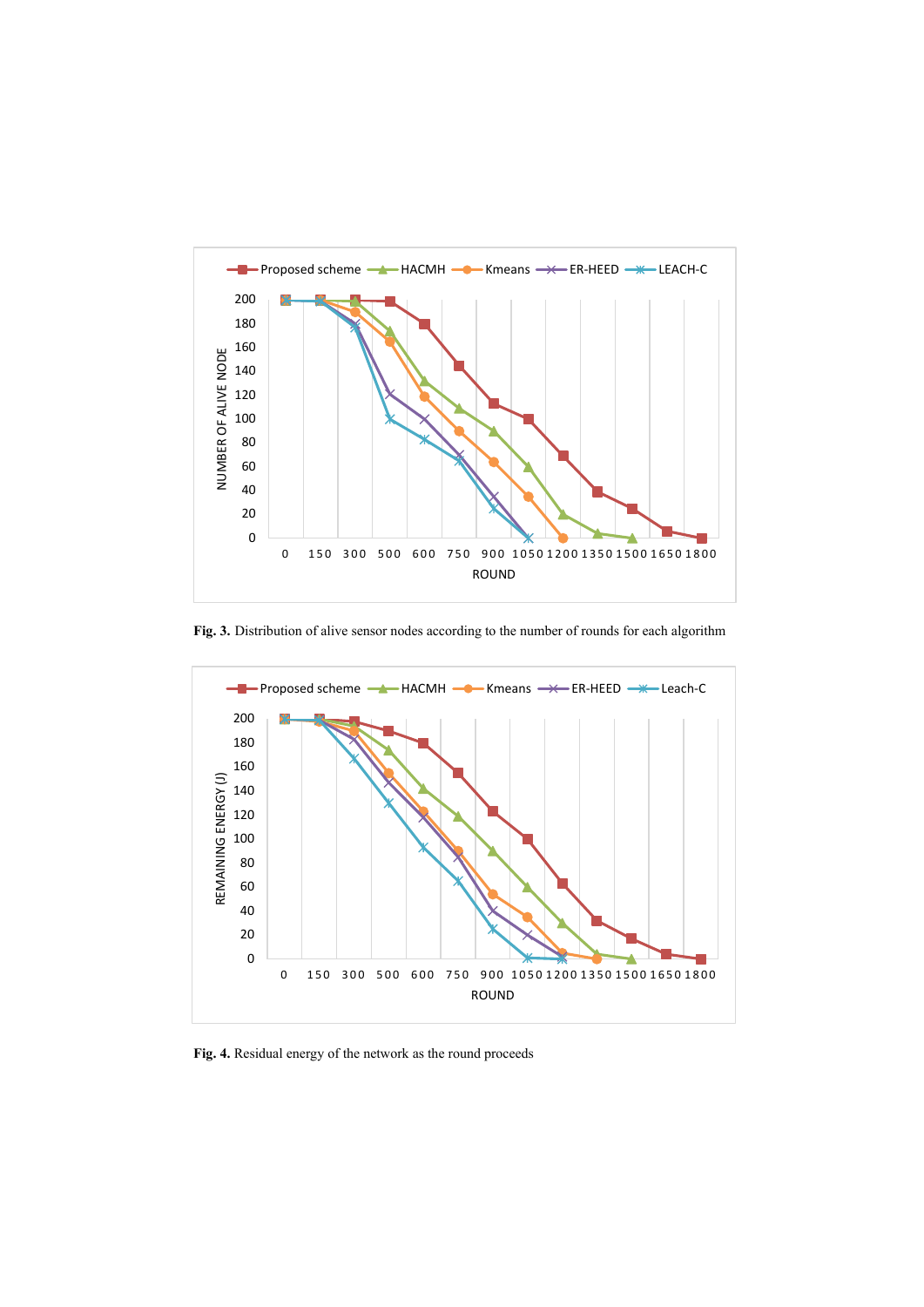**Fig. 3.** Distribution of alive sensor nodes according to the number of rounds for each algorithm

**Fig. 4.** Residual energy of the network as the round proceeds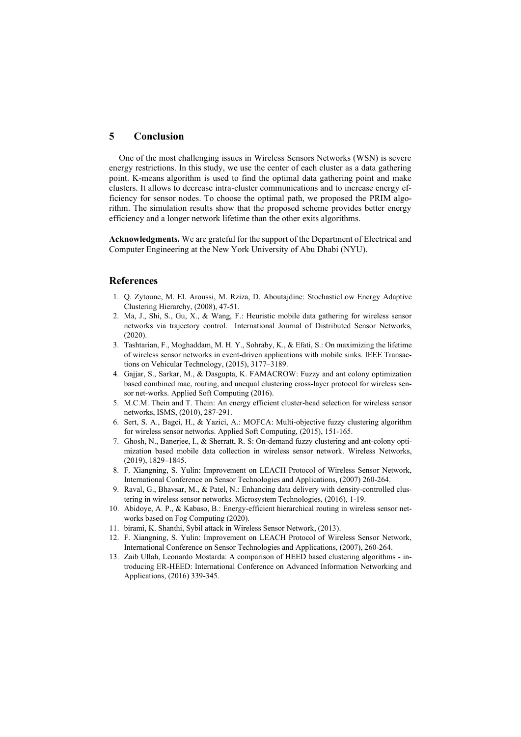## 5 Conclusion

One of the most challenging issues in Wireless Sensors Networks (WSN) is severe energy restrictions. In this study, we use the center of each cluster as a data gathering point. K-means algorithm is used to find the optimal data gathering point and make clusters. It allows to decrease intra-cluster communications and to increase energy efficiency for sensor nodes. To choose the optimal path, we proposed the PRIM algorithm. The simulation results show that the proposed scheme provides better energy efficiency and a longer network lifetime than the other exits algorithms.

**Acknowledgments.** We are grateful for the support of the Department of Electrical and Computer Engineering at the New York University of Abu Dhabi (NYU).

## References

1. Q. Zytoune, M. El. Aroussi, M. Rziza, D. Aboutajdine: StochasticLow Energy Adaptive Clustering Hierarchy, (2008), 47-51.
2. Ma, J., Shi, S., Gu, X., & Wang, F.: Heuristic mobile data gathering for wireless sensor networks via trajectory control. International Journal of Distributed Sensor Networks, (2020).
3. Tashtarian, F., Moghaddam, M. H. Y., Sohraby, K., & Efati, S.: On maximizing the lifetime of wireless sensor networks in event-driven applications with mobile sinks. IEEE Transactions on Vehicular Technology, (2015), 3177–3189.
4. Gajjar, S., Sarkar, M., & Dasgupta, K. FAMACROW: Fuzzy and ant colony optimization based combined mac, routing, and unequal clustering cross-layer protocol for wireless sensor net-works. Applied Soft Computing (2016).
5. M.C.M. Thein and T. Thein: An energy efficient cluster-head selection for wireless sensor networks, ISMS, (2010), 287-291.
6. Sert, S. A., Bagci, H., & Yazici, A.: MOFCA: Multi-objective fuzzy clustering algorithm for wireless sensor networks. Applied Soft Computing, (2015), 151-165.
7. Ghosh, N., Banerjee, I., & Sherratt, R. S: On-demand fuzzy clustering and ant-colony optimization based mobile data collection in wireless sensor network. Wireless Networks, (2019), 1829–1845.
8. F. Xiangning, S. Yulin: Improvement on LEACH Protocol of Wireless Sensor Network, International Conference on Sensor Technologies and Applications, (2007) 260-264.
9. Raval, G., Bhavsar, M., & Patel, N.: Enhancing data delivery with density-controlled clustering in wireless sensor networks. Microsystem Technologies, (2016), 1-19.
10. Abidoye, A. P., & Kabaso, B.: Energy-efficient hierarchical routing in wireless sensor networks based on Fog Computing (2020).
11. birami, K. Shanthi, Sybil attack in Wireless Sensor Network, (2013).
12. F. Xiangning, S. Yulin: Improvement on LEACH Protocol of Wireless Sensor Network, International Conference on Sensor Technologies and Applications, (2007), 260-264.
13. Zaib Ullah, Leonardo Mostarda: A comparison of HEED based clustering algorithms - introducing ER-HEED: International Conference on Advanced Information Networking and Applications, (2016) 339-345.